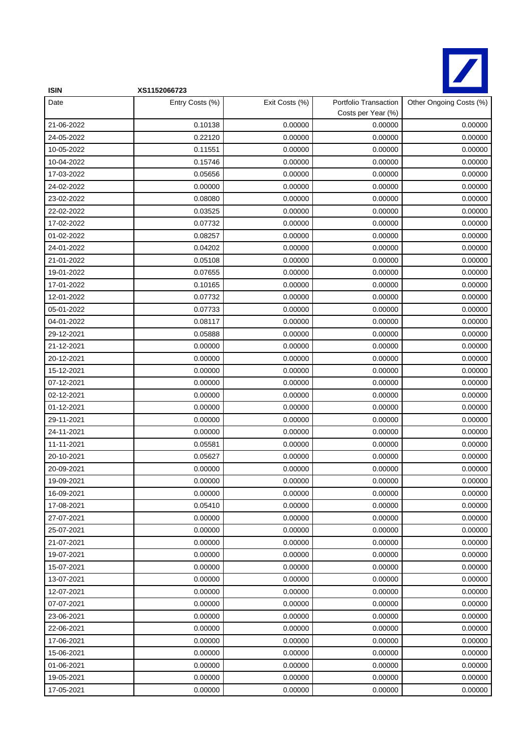**ISIN** **XS1152066723**

| Date | Entry Costs (%) | Exit Costs (%) | Portfolio Transaction Costs per Year (%) | Other Ongoing Costs (%) |
|---|---|---|---|---|
| 21-06-2022 | 0.10138 | 0.00000 | 0.00000 | 0.00000 |
| 24-05-2022 | 0.22120 | 0.00000 | 0.00000 | 0.00000 |
| 10-05-2022 | 0.11551 | 0.00000 | 0.00000 | 0.00000 |
| 10-04-2022 | 0.15746 | 0.00000 | 0.00000 | 0.00000 |
| 17-03-2022 | 0.05656 | 0.00000 | 0.00000 | 0.00000 |
| 24-02-2022 | 0.00000 | 0.00000 | 0.00000 | 0.00000 |
| 23-02-2022 | 0.08080 | 0.00000 | 0.00000 | 0.00000 |
| 22-02-2022 | 0.03525 | 0.00000 | 0.00000 | 0.00000 |
| 17-02-2022 | 0.07732 | 0.00000 | 0.00000 | 0.00000 |
| 01-02-2022 | 0.08257 | 0.00000 | 0.00000 | 0.00000 |
| 24-01-2022 | 0.04202 | 0.00000 | 0.00000 | 0.00000 |
| 21-01-2022 | 0.05108 | 0.00000 | 0.00000 | 0.00000 |
| 19-01-2022 | 0.07655 | 0.00000 | 0.00000 | 0.00000 |
| 17-01-2022 | 0.10165 | 0.00000 | 0.00000 | 0.00000 |
| 12-01-2022 | 0.07732 | 0.00000 | 0.00000 | 0.00000 |
| 05-01-2022 | 0.07733 | 0.00000 | 0.00000 | 0.00000 |
| 04-01-2022 | 0.08117 | 0.00000 | 0.00000 | 0.00000 |
| 29-12-2021 | 0.05888 | 0.00000 | 0.00000 | 0.00000 |
| 21-12-2021 | 0.00000 | 0.00000 | 0.00000 | 0.00000 |
| 20-12-2021 | 0.00000 | 0.00000 | 0.00000 | 0.00000 |
| 15-12-2021 | 0.00000 | 0.00000 | 0.00000 | 0.00000 |
| 07-12-2021 | 0.00000 | 0.00000 | 0.00000 | 0.00000 |
| 02-12-2021 | 0.00000 | 0.00000 | 0.00000 | 0.00000 |
| 01-12-2021 | 0.00000 | 0.00000 | 0.00000 | 0.00000 |
| 29-11-2021 | 0.00000 | 0.00000 | 0.00000 | 0.00000 |
| 24-11-2021 | 0.00000 | 0.00000 | 0.00000 | 0.00000 |
| 11-11-2021 | 0.05581 | 0.00000 | 0.00000 | 0.00000 |
| 20-10-2021 | 0.05627 | 0.00000 | 0.00000 | 0.00000 |
| 20-09-2021 | 0.00000 | 0.00000 | 0.00000 | 0.00000 |
| 19-09-2021 | 0.00000 | 0.00000 | 0.00000 | 0.00000 |
| 16-09-2021 | 0.00000 | 0.00000 | 0.00000 | 0.00000 |
| 17-08-2021 | 0.05410 | 0.00000 | 0.00000 | 0.00000 |
| 27-07-2021 | 0.00000 | 0.00000 | 0.00000 | 0.00000 |
| 25-07-2021 | 0.00000 | 0.00000 | 0.00000 | 0.00000 |
| 21-07-2021 | 0.00000 | 0.00000 | 0.00000 | 0.00000 |
| 19-07-2021 | 0.00000 | 0.00000 | 0.00000 | 0.00000 |
| 15-07-2021 | 0.00000 | 0.00000 | 0.00000 | 0.00000 |
| 13-07-2021 | 0.00000 | 0.00000 | 0.00000 | 0.00000 |
| 12-07-2021 | 0.00000 | 0.00000 | 0.00000 | 0.00000 |
| 07-07-2021 | 0.00000 | 0.00000 | 0.00000 | 0.00000 |
| 23-06-2021 | 0.00000 | 0.00000 | 0.00000 | 0.00000 |
| 22-06-2021 | 0.00000 | 0.00000 | 0.00000 | 0.00000 |
| 17-06-2021 | 0.00000 | 0.00000 | 0.00000 | 0.00000 |
| 15-06-2021 | 0.00000 | 0.00000 | 0.00000 | 0.00000 |
| 01-06-2021 | 0.00000 | 0.00000 | 0.00000 | 0.00000 |
| 19-05-2021 | 0.00000 | 0.00000 | 0.00000 | 0.00000 |
| 17-05-2021 | 0.00000 | 0.00000 | 0.00000 | 0.00000 |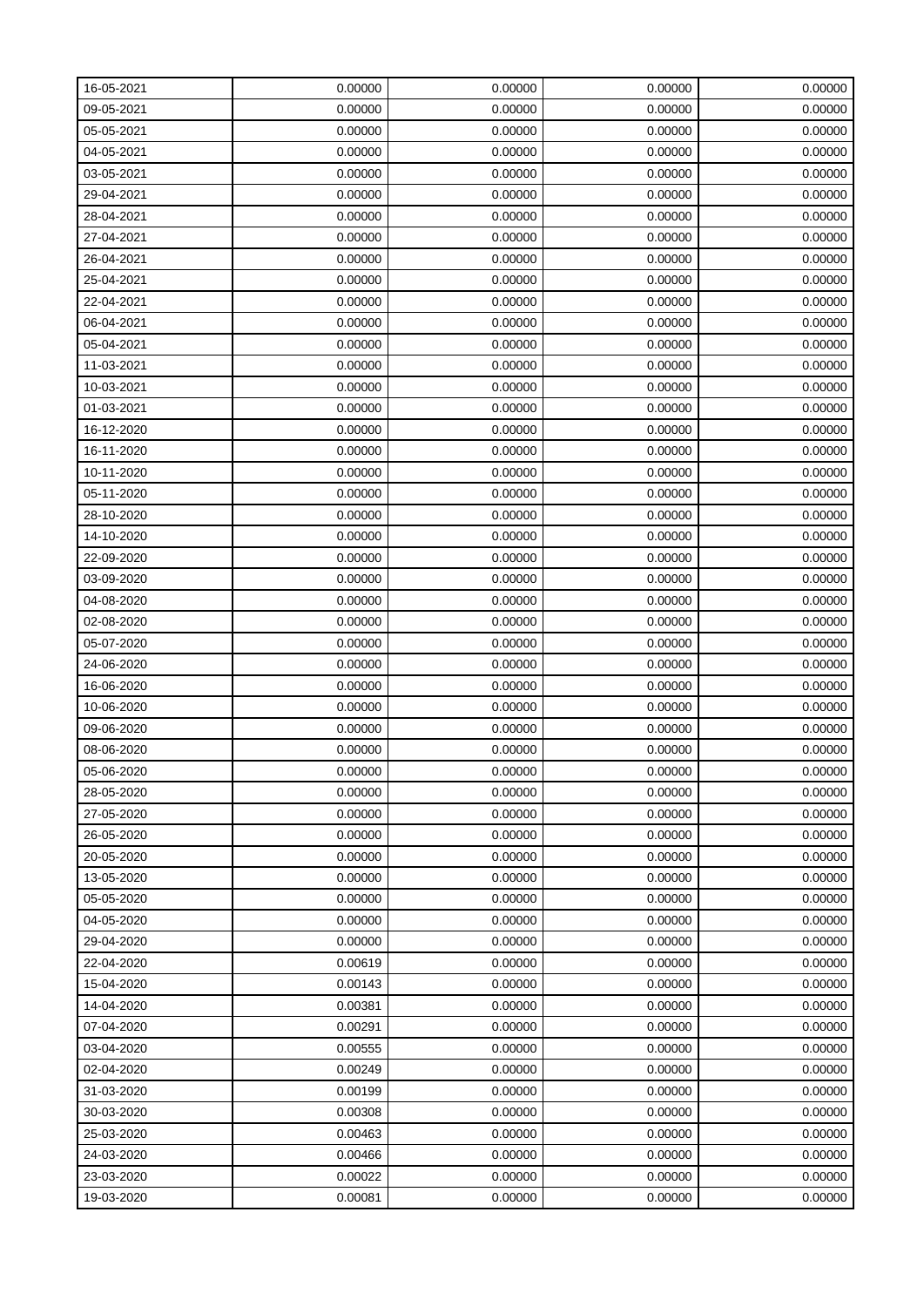| | | | | |
|---|---|---|---|---|
| 16-05-2021 | 0.00000 | 0.00000 | 0.00000 | 0.00000 |
| 09-05-2021 | 0.00000 | 0.00000 | 0.00000 | 0.00000 |
| 05-05-2021 | 0.00000 | 0.00000 | 0.00000 | 0.00000 |
| 04-05-2021 | 0.00000 | 0.00000 | 0.00000 | 0.00000 |
| 03-05-2021 | 0.00000 | 0.00000 | 0.00000 | 0.00000 |
| 29-04-2021 | 0.00000 | 0.00000 | 0.00000 | 0.00000 |
| 28-04-2021 | 0.00000 | 0.00000 | 0.00000 | 0.00000 |
| 27-04-2021 | 0.00000 | 0.00000 | 0.00000 | 0.00000 |
| 26-04-2021 | 0.00000 | 0.00000 | 0.00000 | 0.00000 |
| 25-04-2021 | 0.00000 | 0.00000 | 0.00000 | 0.00000 |
| 22-04-2021 | 0.00000 | 0.00000 | 0.00000 | 0.00000 |
| 06-04-2021 | 0.00000 | 0.00000 | 0.00000 | 0.00000 |
| 05-04-2021 | 0.00000 | 0.00000 | 0.00000 | 0.00000 |
| 11-03-2021 | 0.00000 | 0.00000 | 0.00000 | 0.00000 |
| 10-03-2021 | 0.00000 | 0.00000 | 0.00000 | 0.00000 |
| 01-03-2021 | 0.00000 | 0.00000 | 0.00000 | 0.00000 |
| 16-12-2020 | 0.00000 | 0.00000 | 0.00000 | 0.00000 |
| 16-11-2020 | 0.00000 | 0.00000 | 0.00000 | 0.00000 |
| 10-11-2020 | 0.00000 | 0.00000 | 0.00000 | 0.00000 |
| 05-11-2020 | 0.00000 | 0.00000 | 0.00000 | 0.00000 |
| 28-10-2020 | 0.00000 | 0.00000 | 0.00000 | 0.00000 |
| 14-10-2020 | 0.00000 | 0.00000 | 0.00000 | 0.00000 |
| 22-09-2020 | 0.00000 | 0.00000 | 0.00000 | 0.00000 |
| 03-09-2020 | 0.00000 | 0.00000 | 0.00000 | 0.00000 |
| 04-08-2020 | 0.00000 | 0.00000 | 0.00000 | 0.00000 |
| 02-08-2020 | 0.00000 | 0.00000 | 0.00000 | 0.00000 |
| 05-07-2020 | 0.00000 | 0.00000 | 0.00000 | 0.00000 |
| 24-06-2020 | 0.00000 | 0.00000 | 0.00000 | 0.00000 |
| 16-06-2020 | 0.00000 | 0.00000 | 0.00000 | 0.00000 |
| 10-06-2020 | 0.00000 | 0.00000 | 0.00000 | 0.00000 |
| 09-06-2020 | 0.00000 | 0.00000 | 0.00000 | 0.00000 |
| 08-06-2020 | 0.00000 | 0.00000 | 0.00000 | 0.00000 |
| 05-06-2020 | 0.00000 | 0.00000 | 0.00000 | 0.00000 |
| 28-05-2020 | 0.00000 | 0.00000 | 0.00000 | 0.00000 |
| 27-05-2020 | 0.00000 | 0.00000 | 0.00000 | 0.00000 |
| 26-05-2020 | 0.00000 | 0.00000 | 0.00000 | 0.00000 |
| 20-05-2020 | 0.00000 | 0.00000 | 0.00000 | 0.00000 |
| 13-05-2020 | 0.00000 | 0.00000 | 0.00000 | 0.00000 |
| 05-05-2020 | 0.00000 | 0.00000 | 0.00000 | 0.00000 |
| 04-05-2020 | 0.00000 | 0.00000 | 0.00000 | 0.00000 |
| 29-04-2020 | 0.00000 | 0.00000 | 0.00000 | 0.00000 |
| 22-04-2020 | 0.00619 | 0.00000 | 0.00000 | 0.00000 |
| 15-04-2020 | 0.00143 | 0.00000 | 0.00000 | 0.00000 |
| 14-04-2020 | 0.00381 | 0.00000 | 0.00000 | 0.00000 |
| 07-04-2020 | 0.00291 | 0.00000 | 0.00000 | 0.00000 |
| 03-04-2020 | 0.00555 | 0.00000 | 0.00000 | 0.00000 |
| 02-04-2020 | 0.00249 | 0.00000 | 0.00000 | 0.00000 |
| 31-03-2020 | 0.00199 | 0.00000 | 0.00000 | 0.00000 |
| 30-03-2020 | 0.00308 | 0.00000 | 0.00000 | 0.00000 |
| 25-03-2020 | 0.00463 | 0.00000 | 0.00000 | 0.00000 |
| 24-03-2020 | 0.00466 | 0.00000 | 0.00000 | 0.00000 |
| 23-03-2020 | 0.00022 | 0.00000 | 0.00000 | 0.00000 |
| 19-03-2020 | 0.00081 | 0.00000 | 0.00000 | 0.00000 |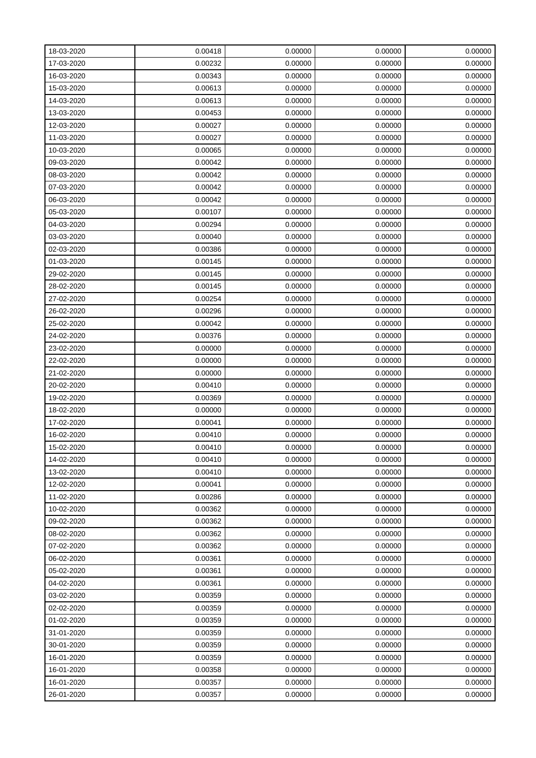| | | | | |
|---|---|---|---|---|
| 18-03-2020 | 0.00418 | 0.00000 | 0.00000 | 0.00000 |
| 17-03-2020 | 0.00232 | 0.00000 | 0.00000 | 0.00000 |
| 16-03-2020 | 0.00343 | 0.00000 | 0.00000 | 0.00000 |
| 15-03-2020 | 0.00613 | 0.00000 | 0.00000 | 0.00000 |
| 14-03-2020 | 0.00613 | 0.00000 | 0.00000 | 0.00000 |
| 13-03-2020 | 0.00453 | 0.00000 | 0.00000 | 0.00000 |
| 12-03-2020 | 0.00027 | 0.00000 | 0.00000 | 0.00000 |
| 11-03-2020 | 0.00027 | 0.00000 | 0.00000 | 0.00000 |
| 10-03-2020 | 0.00065 | 0.00000 | 0.00000 | 0.00000 |
| 09-03-2020 | 0.00042 | 0.00000 | 0.00000 | 0.00000 |
| 08-03-2020 | 0.00042 | 0.00000 | 0.00000 | 0.00000 |
| 07-03-2020 | 0.00042 | 0.00000 | 0.00000 | 0.00000 |
| 06-03-2020 | 0.00042 | 0.00000 | 0.00000 | 0.00000 |
| 05-03-2020 | 0.00107 | 0.00000 | 0.00000 | 0.00000 |
| 04-03-2020 | 0.00294 | 0.00000 | 0.00000 | 0.00000 |
| 03-03-2020 | 0.00040 | 0.00000 | 0.00000 | 0.00000 |
| 02-03-2020 | 0.00386 | 0.00000 | 0.00000 | 0.00000 |
| 01-03-2020 | 0.00145 | 0.00000 | 0.00000 | 0.00000 |
| 29-02-2020 | 0.00145 | 0.00000 | 0.00000 | 0.00000 |
| 28-02-2020 | 0.00145 | 0.00000 | 0.00000 | 0.00000 |
| 27-02-2020 | 0.00254 | 0.00000 | 0.00000 | 0.00000 |
| 26-02-2020 | 0.00296 | 0.00000 | 0.00000 | 0.00000 |
| 25-02-2020 | 0.00042 | 0.00000 | 0.00000 | 0.00000 |
| 24-02-2020 | 0.00376 | 0.00000 | 0.00000 | 0.00000 |
| 23-02-2020 | 0.00000 | 0.00000 | 0.00000 | 0.00000 |
| 22-02-2020 | 0.00000 | 0.00000 | 0.00000 | 0.00000 |
| 21-02-2020 | 0.00000 | 0.00000 | 0.00000 | 0.00000 |
| 20-02-2020 | 0.00410 | 0.00000 | 0.00000 | 0.00000 |
| 19-02-2020 | 0.00369 | 0.00000 | 0.00000 | 0.00000 |
| 18-02-2020 | 0.00000 | 0.00000 | 0.00000 | 0.00000 |
| 17-02-2020 | 0.00041 | 0.00000 | 0.00000 | 0.00000 |
| 16-02-2020 | 0.00410 | 0.00000 | 0.00000 | 0.00000 |
| 15-02-2020 | 0.00410 | 0.00000 | 0.00000 | 0.00000 |
| 14-02-2020 | 0.00410 | 0.00000 | 0.00000 | 0.00000 |
| 13-02-2020 | 0.00410 | 0.00000 | 0.00000 | 0.00000 |
| 12-02-2020 | 0.00041 | 0.00000 | 0.00000 | 0.00000 |
| 11-02-2020 | 0.00286 | 0.00000 | 0.00000 | 0.00000 |
| 10-02-2020 | 0.00362 | 0.00000 | 0.00000 | 0.00000 |
| 09-02-2020 | 0.00362 | 0.00000 | 0.00000 | 0.00000 |
| 08-02-2020 | 0.00362 | 0.00000 | 0.00000 | 0.00000 |
| 07-02-2020 | 0.00362 | 0.00000 | 0.00000 | 0.00000 |
| 06-02-2020 | 0.00361 | 0.00000 | 0.00000 | 0.00000 |
| 05-02-2020 | 0.00361 | 0.00000 | 0.00000 | 0.00000 |
| 04-02-2020 | 0.00361 | 0.00000 | 0.00000 | 0.00000 |
| 03-02-2020 | 0.00359 | 0.00000 | 0.00000 | 0.00000 |
| 02-02-2020 | 0.00359 | 0.00000 | 0.00000 | 0.00000 |
| 01-02-2020 | 0.00359 | 0.00000 | 0.00000 | 0.00000 |
| 31-01-2020 | 0.00359 | 0.00000 | 0.00000 | 0.00000 |
| 30-01-2020 | 0.00359 | 0.00000 | 0.00000 | 0.00000 |
| 16-01-2020 | 0.00359 | 0.00000 | 0.00000 | 0.00000 |
| 16-01-2020 | 0.00358 | 0.00000 | 0.00000 | 0.00000 |
| 16-01-2020 | 0.00357 | 0.00000 | 0.00000 | 0.00000 |
| 26-01-2020 | 0.00357 | 0.00000 | 0.00000 | 0.00000 |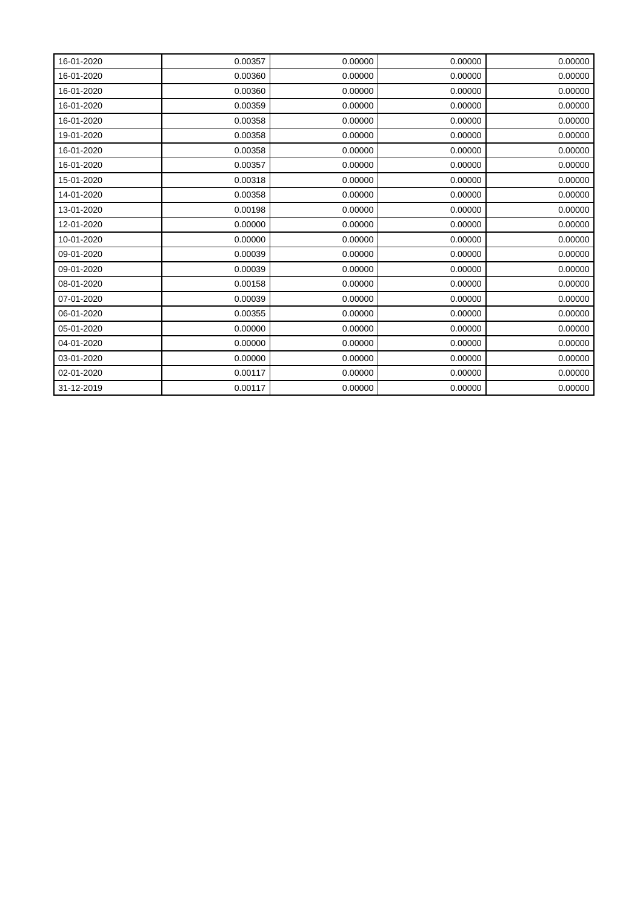| | | | | |
|---|---|---|---|---|
| 16-01-2020 | 0.00357 | 0.00000 | 0.00000 | 0.00000 |
| 16-01-2020 | 0.00360 | 0.00000 | 0.00000 | 0.00000 |
| 16-01-2020 | 0.00360 | 0.00000 | 0.00000 | 0.00000 |
| 16-01-2020 | 0.00359 | 0.00000 | 0.00000 | 0.00000 |
| 16-01-2020 | 0.00358 | 0.00000 | 0.00000 | 0.00000 |
| 19-01-2020 | 0.00358 | 0.00000 | 0.00000 | 0.00000 |
| 16-01-2020 | 0.00358 | 0.00000 | 0.00000 | 0.00000 |
| 16-01-2020 | 0.00357 | 0.00000 | 0.00000 | 0.00000 |
| 15-01-2020 | 0.00318 | 0.00000 | 0.00000 | 0.00000 |
| 14-01-2020 | 0.00358 | 0.00000 | 0.00000 | 0.00000 |
| 13-01-2020 | 0.00198 | 0.00000 | 0.00000 | 0.00000 |
| 12-01-2020 | 0.00000 | 0.00000 | 0.00000 | 0.00000 |
| 10-01-2020 | 0.00000 | 0.00000 | 0.00000 | 0.00000 |
| 09-01-2020 | 0.00039 | 0.00000 | 0.00000 | 0.00000 |
| 09-01-2020 | 0.00039 | 0.00000 | 0.00000 | 0.00000 |
| 08-01-2020 | 0.00158 | 0.00000 | 0.00000 | 0.00000 |
| 07-01-2020 | 0.00039 | 0.00000 | 0.00000 | 0.00000 |
| 06-01-2020 | 0.00355 | 0.00000 | 0.00000 | 0.00000 |
| 05-01-2020 | 0.00000 | 0.00000 | 0.00000 | 0.00000 |
| 04-01-2020 | 0.00000 | 0.00000 | 0.00000 | 0.00000 |
| 03-01-2020 | 0.00000 | 0.00000 | 0.00000 | 0.00000 |
| 02-01-2020 | 0.00117 | 0.00000 | 0.00000 | 0.00000 |
| 31-12-2019 | 0.00117 | 0.00000 | 0.00000 | 0.00000 |